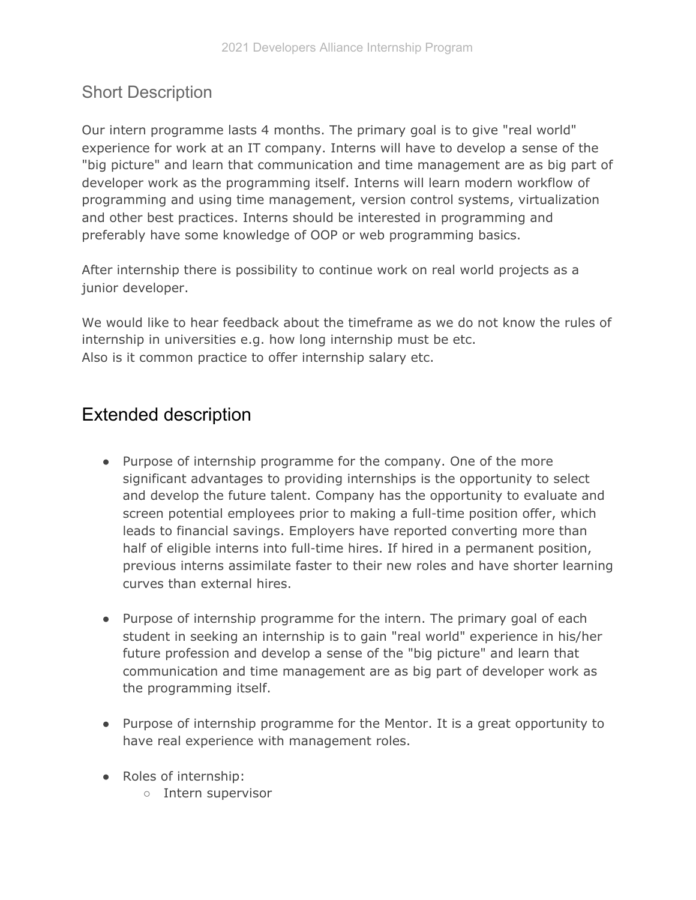## Short Description

Our intern programme lasts 4 months. The primary goal is to give "real world" experience for work at an IT company. Interns will have to develop a sense of the "big picture" and learn that communication and time management are as big part of developer work as the programming itself. Interns will learn modern workflow of programming and using time management, version control systems, virtualization and other best practices. Interns should be interested in programming and preferably have some knowledge of OOP or web programming basics.

After internship there is possibility to continue work on real world projects as a junior developer.

We would like to hear feedback about the timeframe as we do not know the rules of internship in universities e.g. how long internship must be etc.
Also is it common practice to offer internship salary etc.

# Extended description

- Purpose of internship programme for the company. One of the more significant advantages to providing internships is the opportunity to select and develop the future talent. Company has the opportunity to evaluate and screen potential employees prior to making a full-time position offer, which leads to financial savings. Employers have reported converting more than half of eligible interns into full-time hires. If hired in a permanent position, previous interns assimilate faster to their new roles and have shorter learning curves than external hires.

- Purpose of internship programme for the intern. The primary goal of each student in seeking an internship is to gain "real world" experience in his/her future profession and develop a sense of the "big picture" and learn that communication and time management are as big part of developer work as the programming itself.

- Purpose of internship programme for the Mentor. It is a great opportunity to have real experience with management roles.

- Roles of internship:
  - Intern supervisor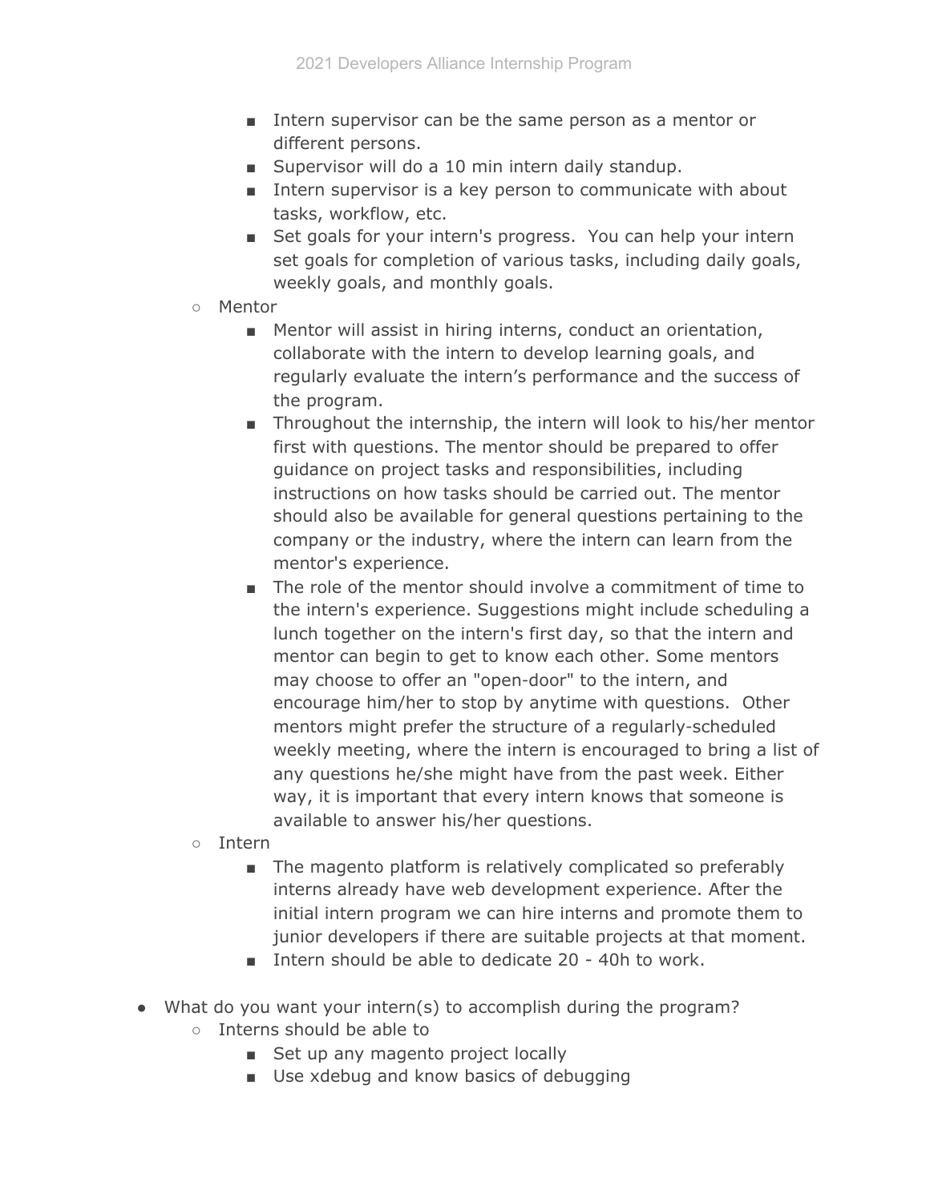- Intern supervisor can be the same person as a mentor or different persons.
        - Supervisor will do a 10 min intern daily standup.
        - Intern supervisor is a key person to communicate with about tasks, workflow, etc.
        - Set goals for your intern's progress.  You can help your intern set goals for completion of various tasks, including daily goals, weekly goals, and monthly goals.
    - Mentor
        - Mentor will assist in hiring interns, conduct an orientation, collaborate with the intern to develop learning goals, and regularly evaluate the intern's performance and the success of the program.
        - Throughout the internship, the intern will look to his/her mentor first with questions. The mentor should be prepared to offer guidance on project tasks and responsibilities, including instructions on how tasks should be carried out. The mentor should also be available for general questions pertaining to the company or the industry, where the intern can learn from the mentor's experience.
        - The role of the mentor should involve a commitment of time to the intern's experience. Suggestions might include scheduling a lunch together on the intern's first day, so that the intern and mentor can begin to get to know each other. Some mentors may choose to offer an "open-door" to the intern, and encourage him/her to stop by anytime with questions.  Other mentors might prefer the structure of a regularly-scheduled weekly meeting, where the intern is encouraged to bring a list of any questions he/she might have from the past week. Either way, it is important that every intern knows that someone is available to answer his/her questions.
    - Intern
        - The magento platform is relatively complicated so preferably interns already have web development experience. After the initial intern program we can hire interns and promote them to junior developers if there are suitable projects at that moment.
        - Intern should be able to dedicate 20 - 40h to work.

- What do you want your intern(s) to accomplish during the program?
    - Interns should be able to
        - Set up any magento project locally
        - Use xdebug and know basics of debugging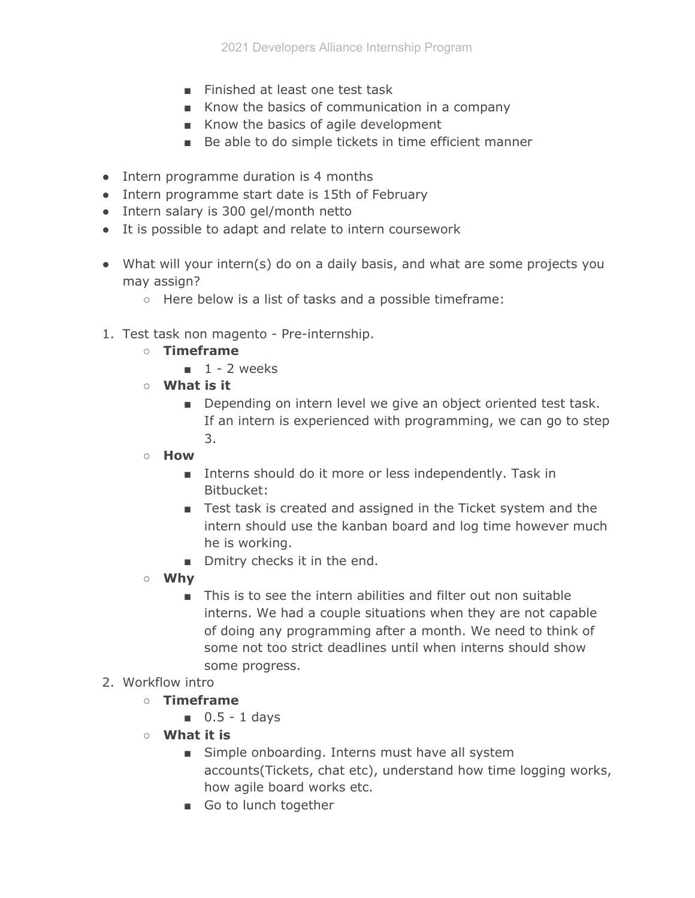- Finished at least one test task
        - Know the basics of communication in a company
        - Know the basics of agile development
        - Be able to do simple tickets in time efficient manner

- Intern programme duration is 4 months
- Intern programme start date is 15th of February
- Intern salary is 300 gel/month netto
- It is possible to adapt and relate to intern coursework

- What will your intern(s) do on a daily basis, and what are some projects you may assign?
    - Here below is a list of tasks and a possible timeframe:

1. Test task non magento - Pre-internship.
    - **Timeframe**
        - 1 - 2 weeks
    - **What is it**
        - Depending on intern level we give an object oriented test task. If an intern is experienced with programming, we can go to step 3.
    - **How**
        - Interns should do it more or less independently. Task in Bitbucket:
        - Test task is created and assigned in the Ticket system and the intern should use the kanban board and log time however much he is working.
        - Dmitry checks it in the end.
    - **Why**
        - This is to see the intern abilities and filter out non suitable interns. We had a couple situations when they are not capable of doing any programming after a month. We need to think of some not too strict deadlines until when interns should show some progress.
2. Workflow intro
    - **Timeframe**
        - 0.5 - 1 days
    - **What it is**
        - Simple onboarding. Interns must have all system accounts(Tickets, chat etc), understand how time logging works, how agile board works etc.
        - Go to lunch together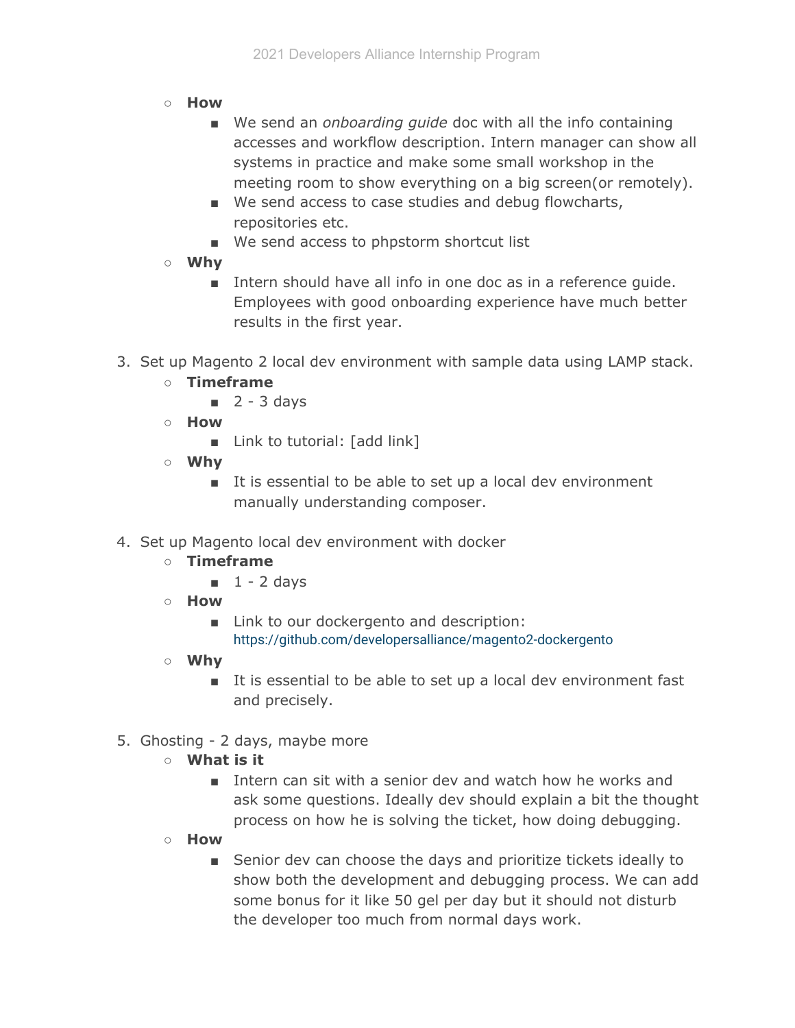- **How**
    - We send an *onboarding guide* doc with all the info containing accesses and workflow description. Intern manager can show all systems in practice and make some small workshop in the meeting room to show everything on a big screen(or remotely).
    - We send access to case studies and debug flowcharts, repositories etc.
    - We send access to phpstorm shortcut list
- **Why**
    - Intern should have all info in one doc as in a reference guide. Employees with good onboarding experience have much better results in the first year.

3. Set up Magento 2 local dev environment with sample data using LAMP stack.
    - **Timeframe**
        - 2 - 3 days
    - **How**
        - Link to tutorial: [add link]
    - **Why**
        - It is essential to be able to set up a local dev environment manually understanding composer.

4. Set up Magento local dev environment with docker
    - **Timeframe**
        - 1 - 2 days
    - **How**
        - Link to our dockergento and description: https://github.com/developersalliance/magento2-dockergento
    - **Why**
        - It is essential to be able to set up a local dev environment fast and precisely.

5. Ghosting - 2 days, maybe more
    - **What is it**
        - Intern can sit with a senior dev and watch how he works and ask some questions. Ideally dev should explain a bit the thought process on how he is solving the ticket, how doing debugging.
    - **How**
        - Senior dev can choose the days and prioritize tickets ideally to show both the development and debugging process. We can add some bonus for it like 50 gel per day but it should not disturb the developer too much from normal days work.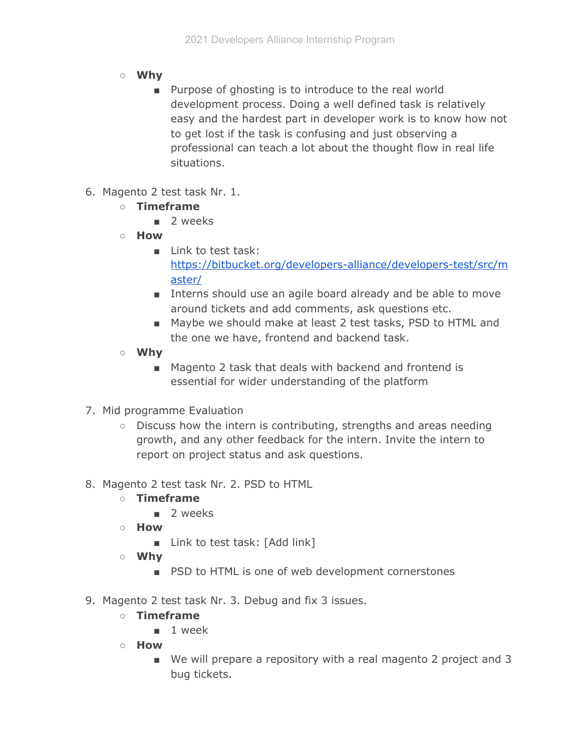- **Why**
    - Purpose of ghosting is to introduce to the real world development process. Doing a well defined task is relatively easy and the hardest part in developer work is to know how not to get lost if the task is confusing and just observing a professional can teach a lot about the thought flow in real life situations.

6. Magento 2 test task Nr. 1.
    - **Timeframe**
        - 2 weeks
    - **How**
        - Link to test task: [https://bitbucket.org/developers-alliance/developers-test/src/master/](https://bitbucket.org/developers-alliance/developers-test/src/master/)
        - Interns should use an agile board already and be able to move around tickets and add comments, ask questions etc.
        - Maybe we should make at least 2 test tasks, PSD to HTML and the one we have, frontend and backend task.
    - **Why**
        - Magento 2 task that deals with backend and frontend is essential for wider understanding of the platform

7. Mid programme Evaluation
    - Discuss how the intern is contributing, strengths and areas needing growth, and any other feedback for the intern. Invite the intern to report on project status and ask questions.

8. Magento 2 test task Nr. 2. PSD to HTML
    - **Timeframe**
        - 2 weeks
    - **How**
        - Link to test task: [Add link]
    - **Why**
        - PSD to HTML is one of web development cornerstones

9. Magento 2 test task Nr. 3. Debug and fix 3 issues.
    - **Timeframe**
        - 1 week
    - **How**
        - We will prepare a repository with a real magento 2 project and 3 bug tickets.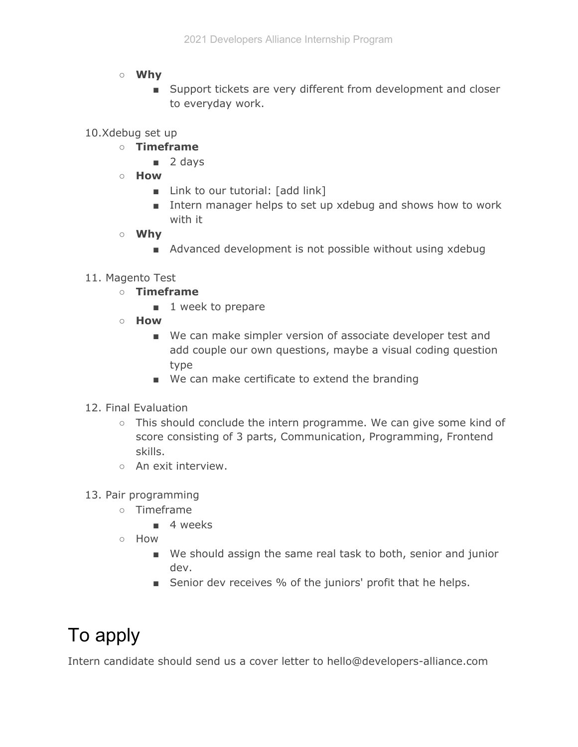- **Why**
    - Support tickets are very different from development and closer to everyday work.

10. Xdebug set up
    - **Timeframe**
        - 2 days
    - **How**
        - Link to our tutorial: [add link]
        - Intern manager helps to set up xdebug and shows how to work with it
    - **Why**
        - Advanced development is not possible without using xdebug

11. Magento Test
    - **Timeframe**
        - 1 week to prepare
    - **How**
        - We can make simpler version of associate developer test and add couple our own questions, maybe a visual coding question type
        - We can make certificate to extend the branding

12. Final Evaluation
    - This should conclude the intern programme. We can give some kind of score consisting of 3 parts, Communication, Programming, Frontend skills.
    - An exit interview.

13. Pair programming
    - Timeframe
        - 4 weeks
    - How
        - We should assign the same real task to both, senior and junior dev.
        - Senior dev receives % of the juniors' profit that he helps.

# To apply

Intern candidate should send us a cover letter to hello@developers-alliance.com